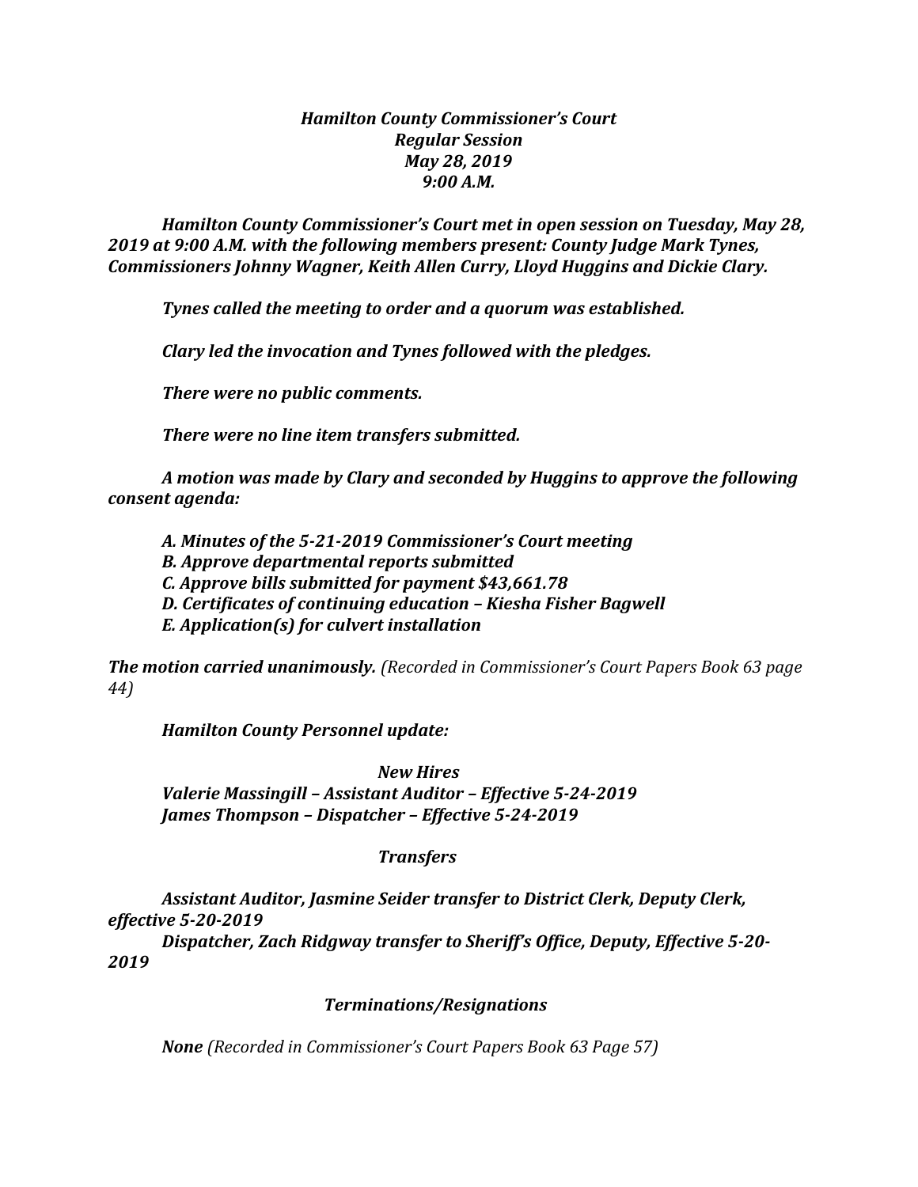***Hamilton County Commissioner's Court***
***Regular Session***
***May 28, 2019***
***9:00 A.M.***

***Hamilton County Commissioner's Court met in open session on Tuesday, May 28, 2019 at 9:00 A.M. with the following members present: County Judge Mark Tynes, Commissioners Johnny Wagner, Keith Allen Curry, Lloyd Huggins and Dickie Clary.***

***Tynes called the meeting to order and a quorum was established.***

***Clary led the invocation and Tynes followed with the pledges.***

***There were no public comments.***

***There were no line item transfers submitted.***

***A motion was made by Clary and seconded by Huggins to approve the following consent agenda:***

***A. Minutes of the 5-21-2019 Commissioner's Court meeting***
***B. Approve departmental reports submitted***
***C. Approve bills submitted for payment $43,661.78***
***D. Certificates of continuing education – Kiesha Fisher Bagwell***
***E. Application(s) for culvert installation***

***The motion carried unanimously.*** *(Recorded in Commissioner's Court Papers Book 63 page 44)*

***Hamilton County Personnel update:***

***New Hires***

***Valerie Massingill – Assistant Auditor – Effective 5-24-2019***
***James Thompson – Dispatcher – Effective 5-24-2019***

***Transfers***

***Assistant Auditor, Jasmine Seider transfer to District Clerk, Deputy Clerk, effective 5-20-2019***
***Dispatcher, Zach Ridgway transfer to Sheriff's Office, Deputy, Effective 5-20-2019***

***Terminations/Resignations***

***None*** *(Recorded in Commissioner's Court Papers Book 63 Page 57)*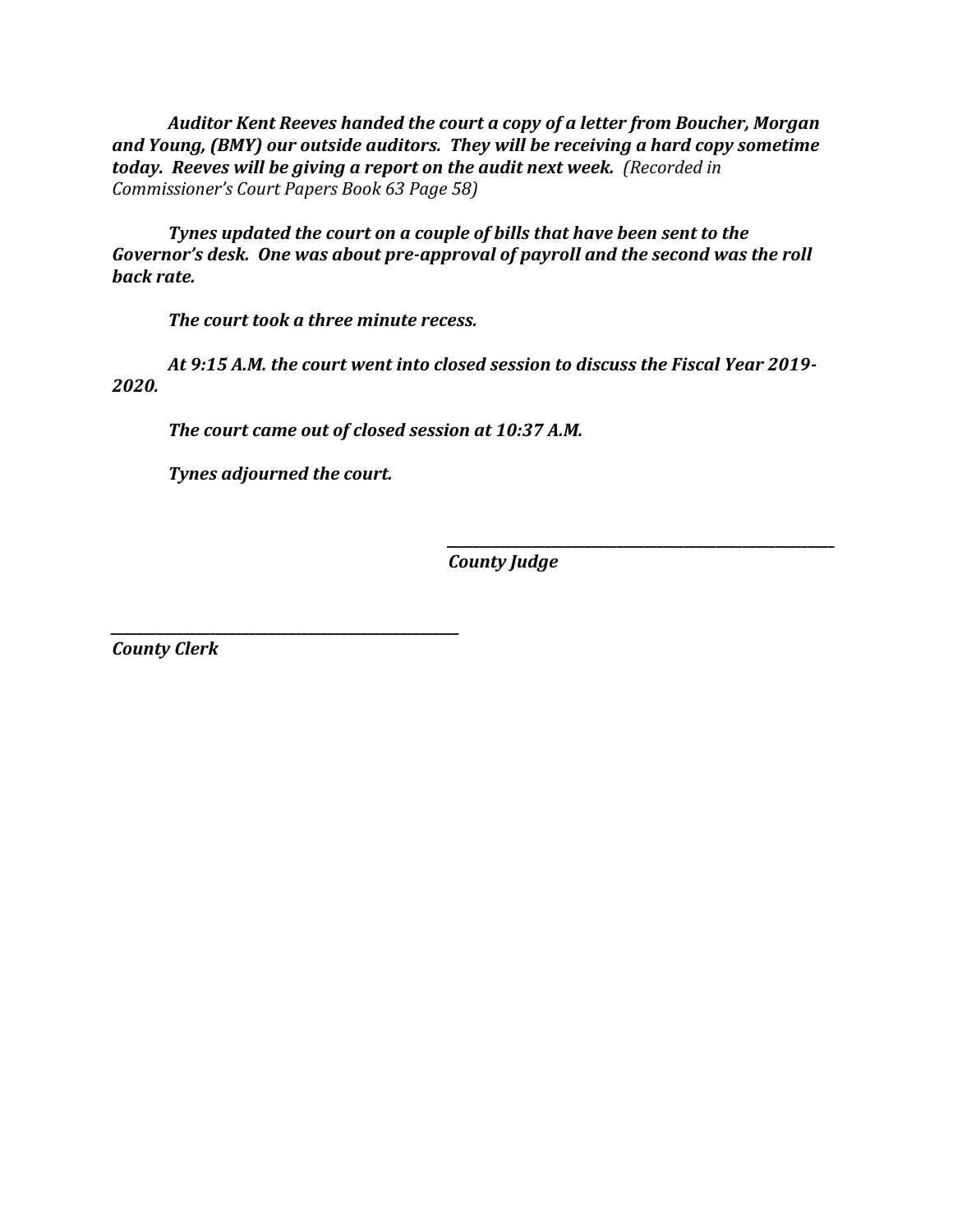***Auditor Kent Reeves handed the court a copy of a letter from Boucher, Morgan and Young, (BMY) our outside auditors. They will be receiving a hard copy sometime today. Reeves will be giving a report on the audit next week.*** *(Recorded in Commissioner's Court Papers Book 63 Page 58)*

***Tynes updated the court on a couple of bills that have been sent to the Governor's desk. One was about pre-approval of payroll and the second was the roll back rate.***

***The court took a three minute recess.***

***At 9:15 A.M. the court went into closed session to discuss the Fiscal Year 2019-2020.***

***The court came out of closed session at 10:37 A.M.***

***Tynes adjourned the court.***

\_\_\_\_\_\_\_\_\_\_\_\_\_\_\_\_\_\_\_\_\_\_\_\_\_\_\_\_\_\_\_\_\_\_\_\_\_\_\_\_\_
***County Judge***

\_\_\_\_\_\_\_\_\_\_\_\_\_\_\_\_\_\_\_\_\_\_\_\_\_\_\_\_\_\_\_\_\_\_\_\_\_\_\_\_\_
***County Clerk***